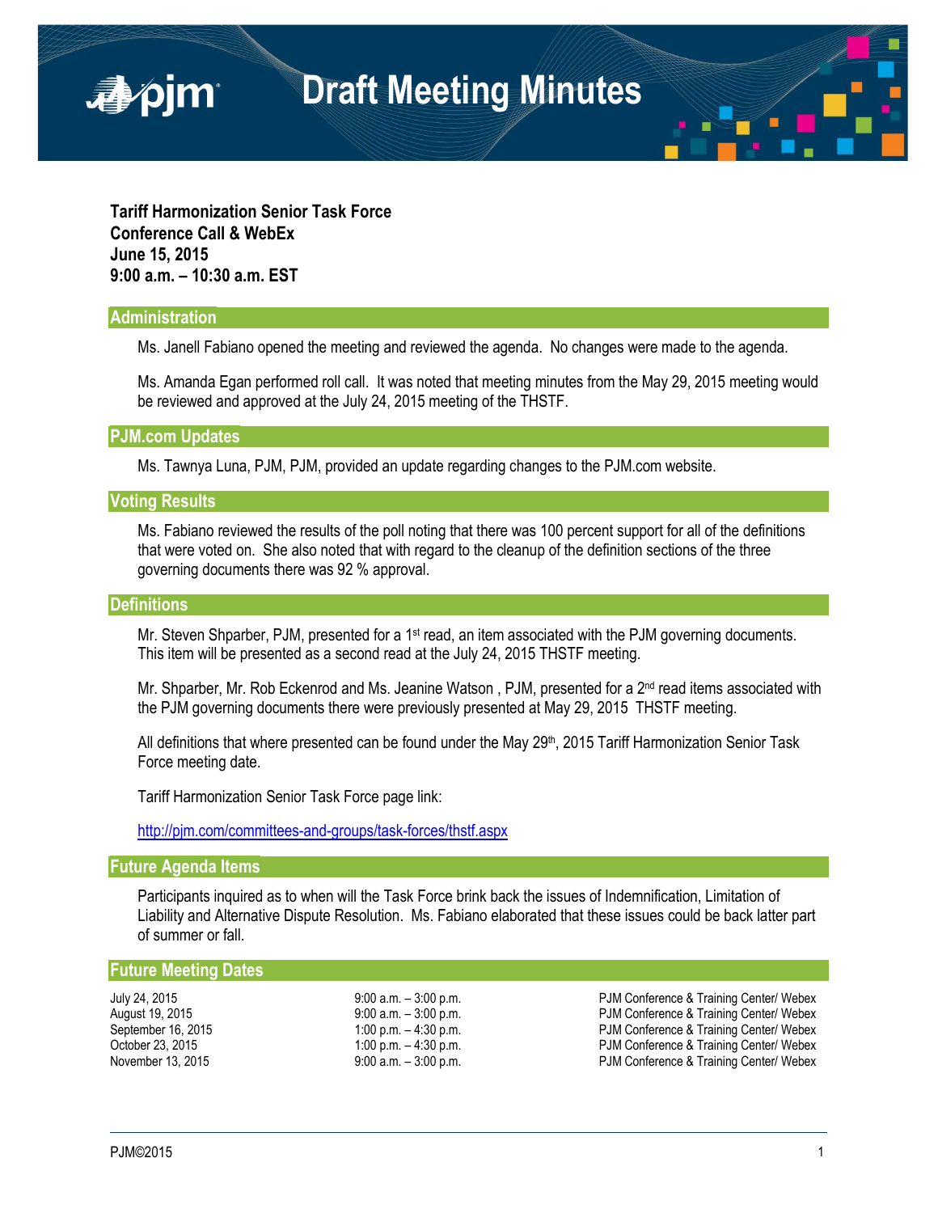# Draft Meeting Minutes

**Tariff Harmonization Senior Task Force**
**Conference Call & WebEx**
**June 15, 2015**
**9:00 a.m. – 10:30 a.m. EST**

## Administration

Ms. Janell Fabiano opened the meeting and reviewed the agenda. No changes were made to the agenda.

Ms. Amanda Egan performed roll call. It was noted that meeting minutes from the May 29, 2015 meeting would be reviewed and approved at the July 24, 2015 meeting of the THSTF.

## PJM.com Updates

Ms. Tawnya Luna, PJM, PJM, provided an update regarding changes to the PJM.com website.

## Voting Results

Ms. Fabiano reviewed the results of the poll noting that there was 100 percent support for all of the definitions that were voted on. She also noted that with regard to the cleanup of the definition sections of the three governing documents there was 92 % approval.

## Definitions

Mr. Steven Shparber, PJM, presented for a 1st read, an item associated with the PJM governing documents. This item will be presented as a second read at the July 24, 2015 THSTF meeting.

Mr. Shparber, Mr. Rob Eckenrod and Ms. Jeanine Watson , PJM, presented for a 2nd read items associated with the PJM governing documents there were previously presented at May 29, 2015 THSTF meeting.

All definitions that where presented can be found under the May 29th, 2015 Tariff Harmonization Senior Task Force meeting date.

Tariff Harmonization Senior Task Force page link:

http://pjm.com/committees-and-groups/task-forces/thstf.aspx

## Future Agenda Items

Participants inquired as to when will the Task Force brink back the issues of Indemnification, Limitation of Liability and Alternative Dispute Resolution. Ms. Fabiano elaborated that these issues could be back latter part of summer or fall.

## Future Meeting Dates

| | | |
|---|---|---|
| July 24, 2015 | 9:00 a.m. – 3:00 p.m. | PJM Conference & Training Center/ Webex |
| August 19, 2015 | 9:00 a.m. – 3:00 p.m. | PJM Conference & Training Center/ Webex |
| September 16, 2015 | 1:00 p.m. – 4:30 p.m. | PJM Conference & Training Center/ Webex |
| October 23, 2015 | 1:00 p.m. – 4:30 p.m. | PJM Conference & Training Center/ Webex |
| November 13, 2015 | 9:00 a.m. – 3:00 p.m. | PJM Conference & Training Center/ Webex |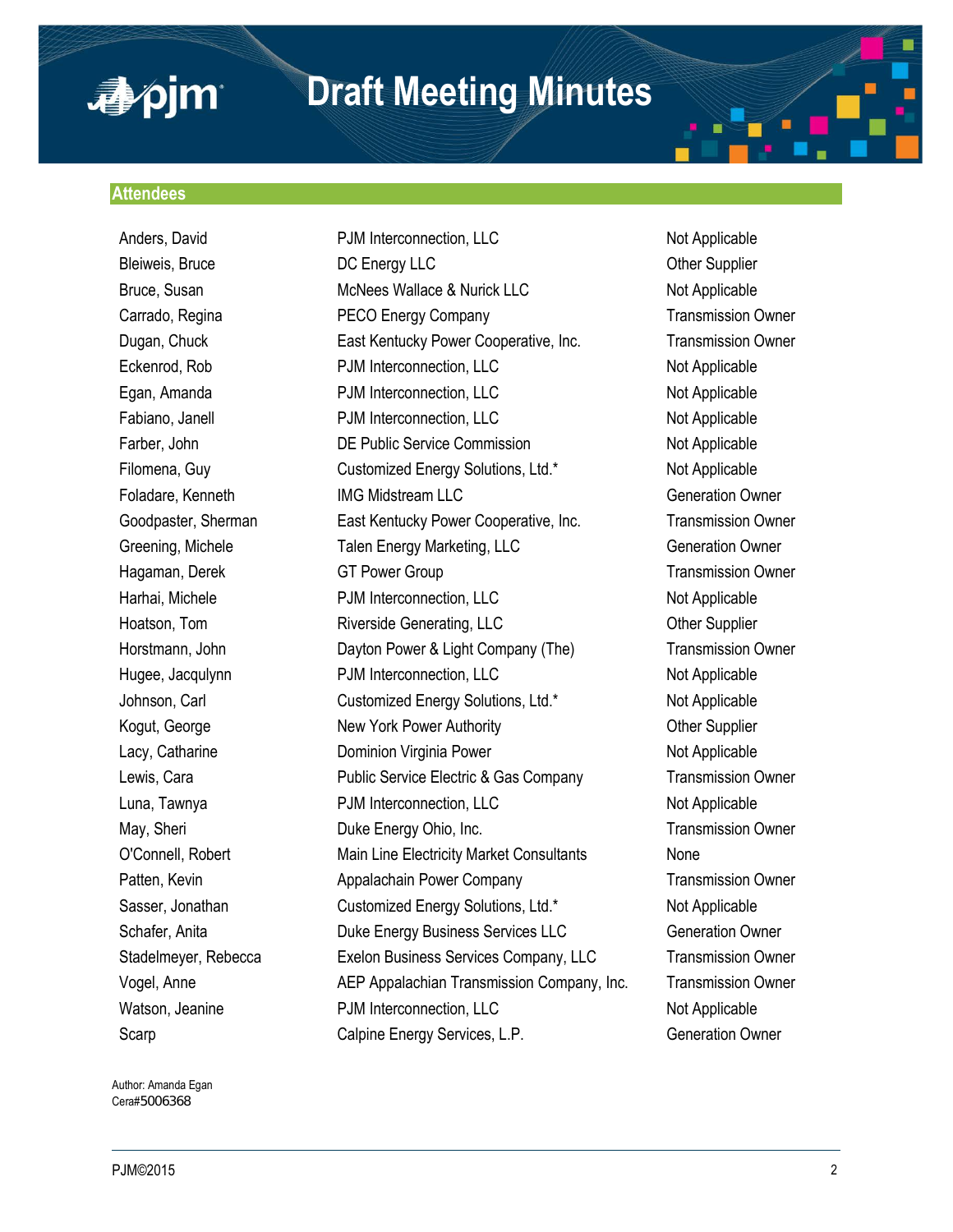## Attendees

| | | |
|---|---|---|
| Anders, David | PJM Interconnection, LLC | Not Applicable |
| Bleiweis, Bruce | DC Energy LLC | Other Supplier |
| Bruce, Susan | McNees Wallace & Nurick LLC | Not Applicable |
| Carrado, Regina | PECO Energy Company | Transmission Owner |
| Dugan, Chuck | East Kentucky Power Cooperative, Inc. | Transmission Owner |
| Eckenrod, Rob | PJM Interconnection, LLC | Not Applicable |
| Egan, Amanda | PJM Interconnection, LLC | Not Applicable |
| Fabiano, Janell | PJM Interconnection, LLC | Not Applicable |
| Farber, John | DE Public Service Commission | Not Applicable |
| Filomena, Guy | Customized Energy Solutions, Ltd.* | Not Applicable |
| Foladare, Kenneth | IMG Midstream LLC | Generation Owner |
| Goodpaster, Sherman | East Kentucky Power Cooperative, Inc. | Transmission Owner |
| Greening, Michele | Talen Energy Marketing, LLC | Generation Owner |
| Hagaman, Derek | GT Power Group | Transmission Owner |
| Harhai, Michele | PJM Interconnection, LLC | Not Applicable |
| Hoatson, Tom | Riverside Generating, LLC | Other Supplier |
| Horstmann, John | Dayton Power & Light Company (The) | Transmission Owner |
| Hugee, Jacqulynn | PJM Interconnection, LLC | Not Applicable |
| Johnson, Carl | Customized Energy Solutions, Ltd.* | Not Applicable |
| Kogut, George | New York Power Authority | Other Supplier |
| Lacy, Catharine | Dominion Virginia Power | Not Applicable |
| Lewis, Cara | Public Service Electric & Gas Company | Transmission Owner |
| Luna, Tawnya | PJM Interconnection, LLC | Not Applicable |
| May, Sheri | Duke Energy Ohio, Inc. | Transmission Owner |
| O'Connell, Robert | Main Line Electricity Market Consultants | None |
| Patten, Kevin | Appalachain Power Company | Transmission Owner |
| Sasser, Jonathan | Customized Energy Solutions, Ltd.* | Not Applicable |
| Schafer, Anita | Duke Energy Business Services LLC | Generation Owner |
| Stadelmeyer, Rebecca | Exelon Business Services Company, LLC | Transmission Owner |
| Vogel, Anne | AEP Appalachian Transmission Company, Inc. | Transmission Owner |
| Watson, Jeanine | PJM Interconnection, LLC | Not Applicable |
| Scarp | Calpine Energy Services, L.P. | Generation Owner |

Author: Amanda Egan
Cera#5006368